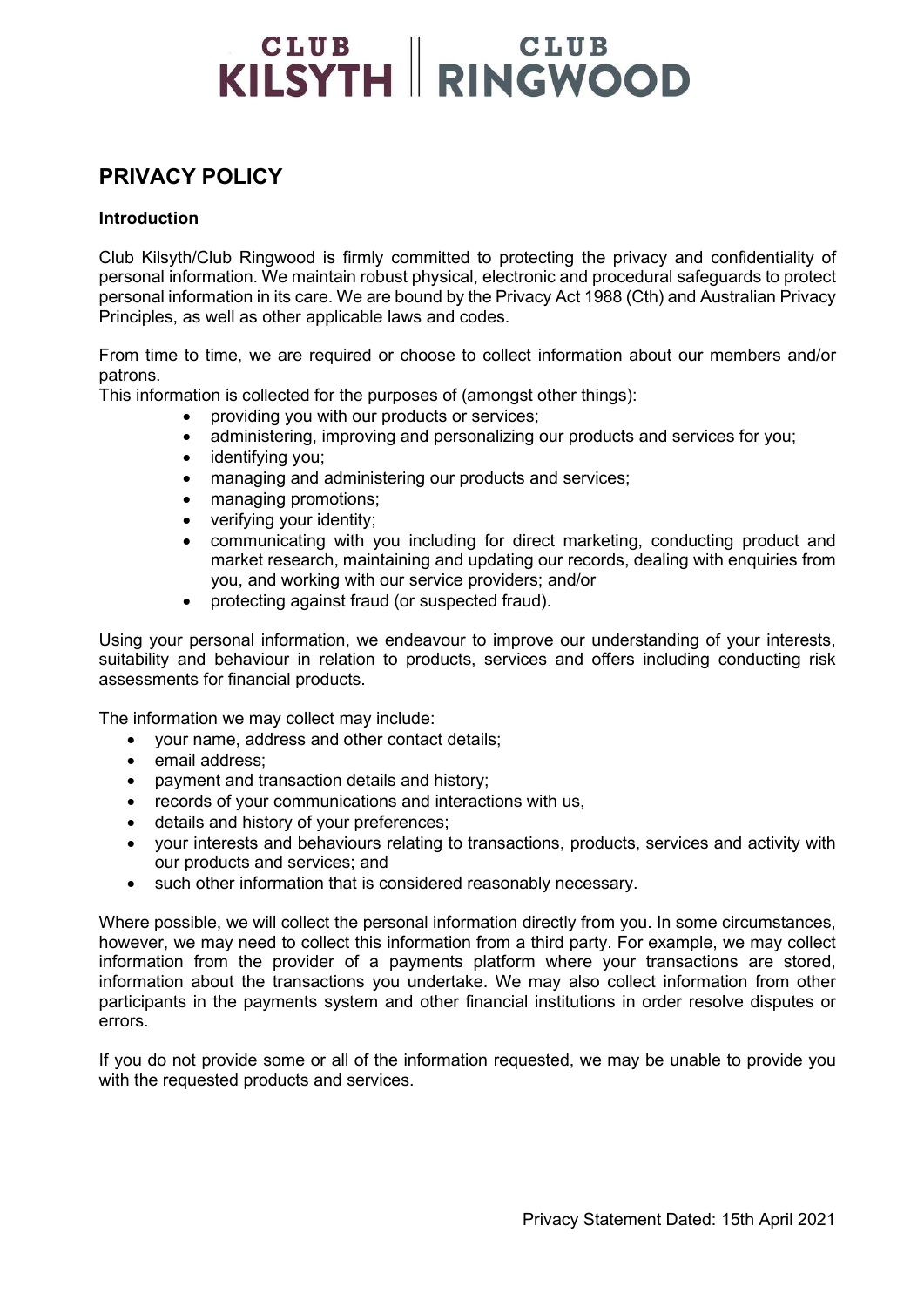# CLUB KILSYTH | CLUB RINGWOOD

## PRIVACY POLICY

### Introduction

Club Kilsyth/Club Ringwood is firmly committed to protecting the privacy and confidentiality of personal information. We maintain robust physical, electronic and procedural safeguards to protect personal information in its care. We are bound by the Privacy Act 1988 (Cth) and Australian Privacy Principles, as well as other applicable laws and codes.

From time to time, we are required or choose to collect information about our members and/or patrons.
This information is collected for the purposes of (amongst other things):

- providing you with our products or services;
- administering, improving and personalizing our products and services for you;
- identifying you;
- managing and administering our products and services;
- managing promotions;
- verifying your identity;
- communicating with you including for direct marketing, conducting product and market research, maintaining and updating our records, dealing with enquiries from you, and working with our service providers; and/or
- protecting against fraud (or suspected fraud).

Using your personal information, we endeavour to improve our understanding of your interests, suitability and behaviour in relation to products, services and offers including conducting risk assessments for financial products.

The information we may collect may include:

- your name, address and other contact details;
- email address;
- payment and transaction details and history;
- records of your communications and interactions with us,
- details and history of your preferences;
- your interests and behaviours relating to transactions, products, services and activity with our products and services; and
- such other information that is considered reasonably necessary.

Where possible, we will collect the personal information directly from you. In some circumstances, however, we may need to collect this information from a third party. For example, we may collect information from the provider of a payments platform where your transactions are stored, information about the transactions you undertake. We may also collect information from other participants in the payments system and other financial institutions in order resolve disputes or errors.

If you do not provide some or all of the information requested, we may be unable to provide you with the requested products and services.

Privacy Statement Dated: 15th April 2021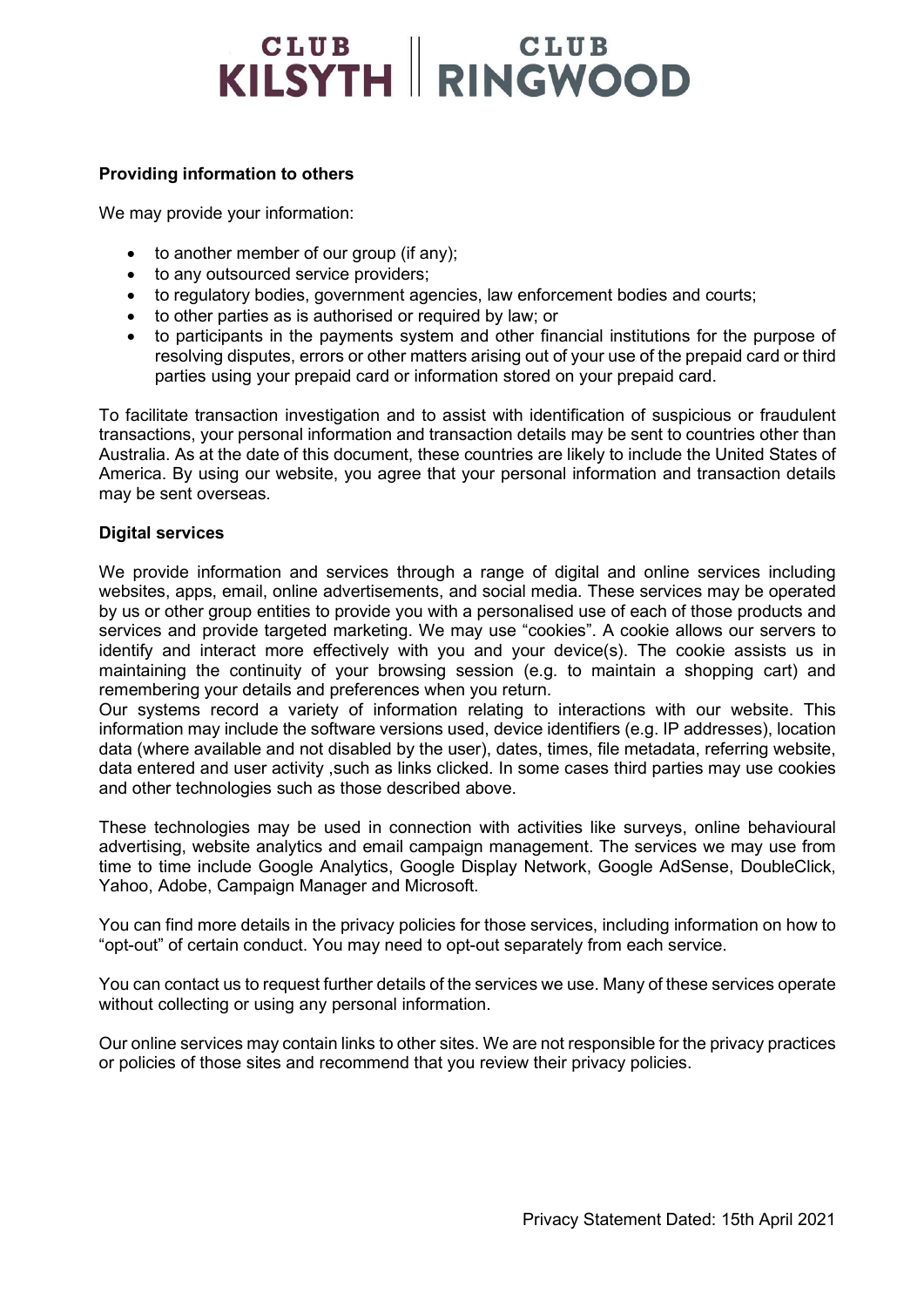**Providing information to others**

We may provide your information:

- to another member of our group (if any);
- to any outsourced service providers;
- to regulatory bodies, government agencies, law enforcement bodies and courts;
- to other parties as is authorised or required by law; or
- to participants in the payments system and other financial institutions for the purpose of resolving disputes, errors or other matters arising out of your use of the prepaid card or third parties using your prepaid card or information stored on your prepaid card.

To facilitate transaction investigation and to assist with identification of suspicious or fraudulent transactions, your personal information and transaction details may be sent to countries other than Australia. As at the date of this document, these countries are likely to include the United States of America. By using our website, you agree that your personal information and transaction details may be sent overseas.

**Digital services**

We provide information and services through a range of digital and online services including websites, apps, email, online advertisements, and social media. These services may be operated by us or other group entities to provide you with a personalised use of each of those products and services and provide targeted marketing. We may use "cookies". A cookie allows our servers to identify and interact more effectively with you and your device(s). The cookie assists us in maintaining the continuity of your browsing session (e.g. to maintain a shopping cart) and remembering your details and preferences when you return.
Our systems record a variety of information relating to interactions with our website. This information may include the software versions used, device identifiers (e.g. IP addresses), location data (where available and not disabled by the user), dates, times, file metadata, referring website, data entered and user activity ,such as links clicked. In some cases third parties may use cookies and other technologies such as those described above.

These technologies may be used in connection with activities like surveys, online behavioural advertising, website analytics and email campaign management. The services we may use from time to time include Google Analytics, Google Display Network, Google AdSense, DoubleClick, Yahoo, Adobe, Campaign Manager and Microsoft.

You can find more details in the privacy policies for those services, including information on how to "opt-out" of certain conduct. You may need to opt-out separately from each service.

You can contact us to request further details of the services we use. Many of these services operate without collecting or using any personal information.

Our online services may contain links to other sites. We are not responsible for the privacy practices or policies of those sites and recommend that you review their privacy policies.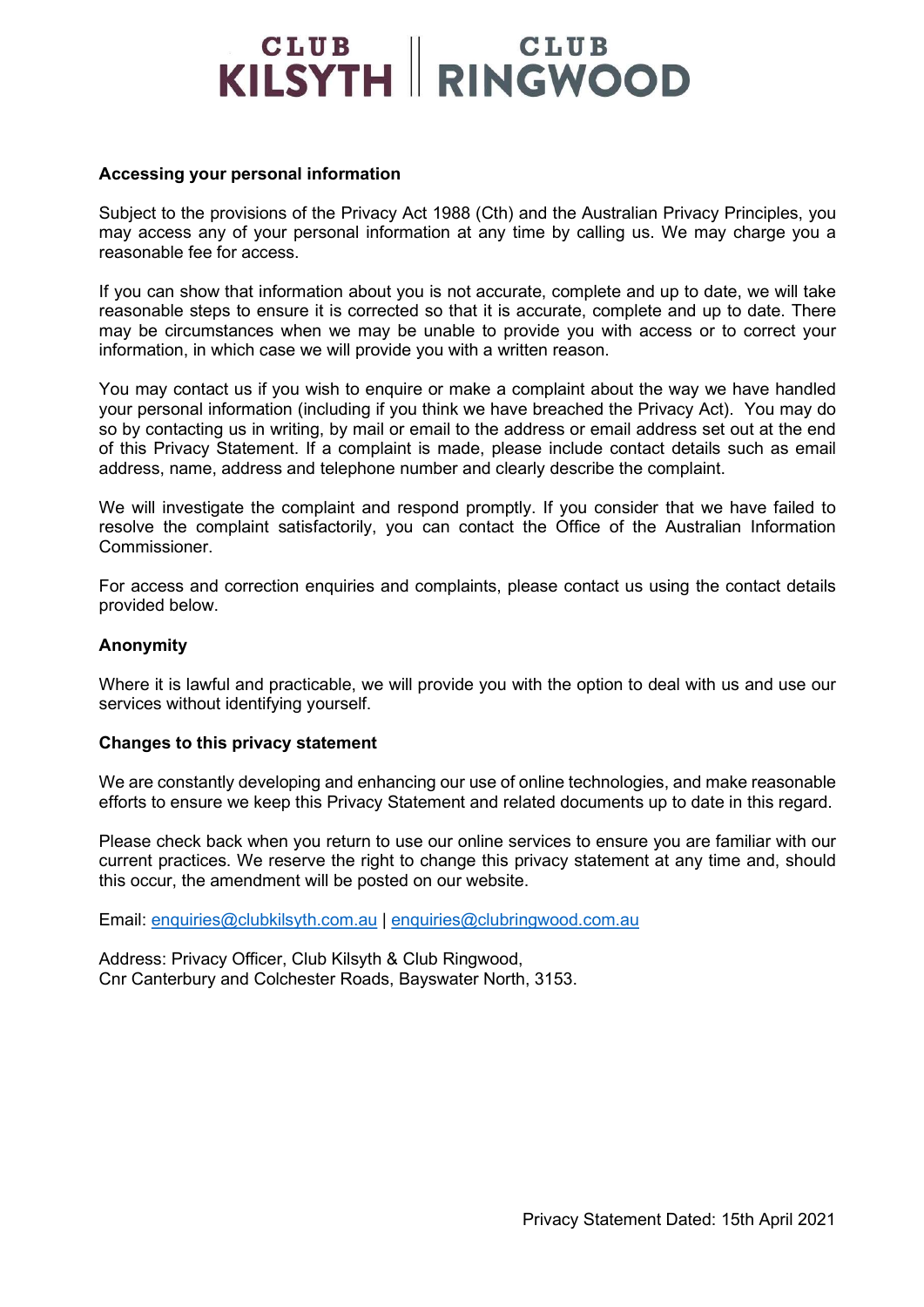**Accessing your personal information**

Subject to the provisions of the Privacy Act 1988 (Cth) and the Australian Privacy Principles, you may access any of your personal information at any time by calling us. We may charge you a reasonable fee for access.

If you can show that information about you is not accurate, complete and up to date, we will take reasonable steps to ensure it is corrected so that it is accurate, complete and up to date. There may be circumstances when we may be unable to provide you with access or to correct your information, in which case we will provide you with a written reason.

You may contact us if you wish to enquire or make a complaint about the way we have handled your personal information (including if you think we have breached the Privacy Act). You may do so by contacting us in writing, by mail or email to the address or email address set out at the end of this Privacy Statement. If a complaint is made, please include contact details such as email address, name, address and telephone number and clearly describe the complaint.

We will investigate the complaint and respond promptly. If you consider that we have failed to resolve the complaint satisfactorily, you can contact the Office of the Australian Information Commissioner.

For access and correction enquiries and complaints, please contact us using the contact details provided below.

**Anonymity**

Where it is lawful and practicable, we will provide you with the option to deal with us and use our services without identifying yourself.

**Changes to this privacy statement**

We are constantly developing and enhancing our use of online technologies, and make reasonable efforts to ensure we keep this Privacy Statement and related documents up to date in this regard.

Please check back when you return to use our online services to ensure you are familiar with our current practices. We reserve the right to change this privacy statement at any time and, should this occur, the amendment will be posted on our website.

Email: enquiries@clubkilsyth.com.au | enquiries@clubringwood.com.au

Address: Privacy Officer, Club Kilsyth & Club Ringwood,
Cnr Canterbury and Colchester Roads, Bayswater North, 3153.

Privacy Statement Dated: 15th April 2021